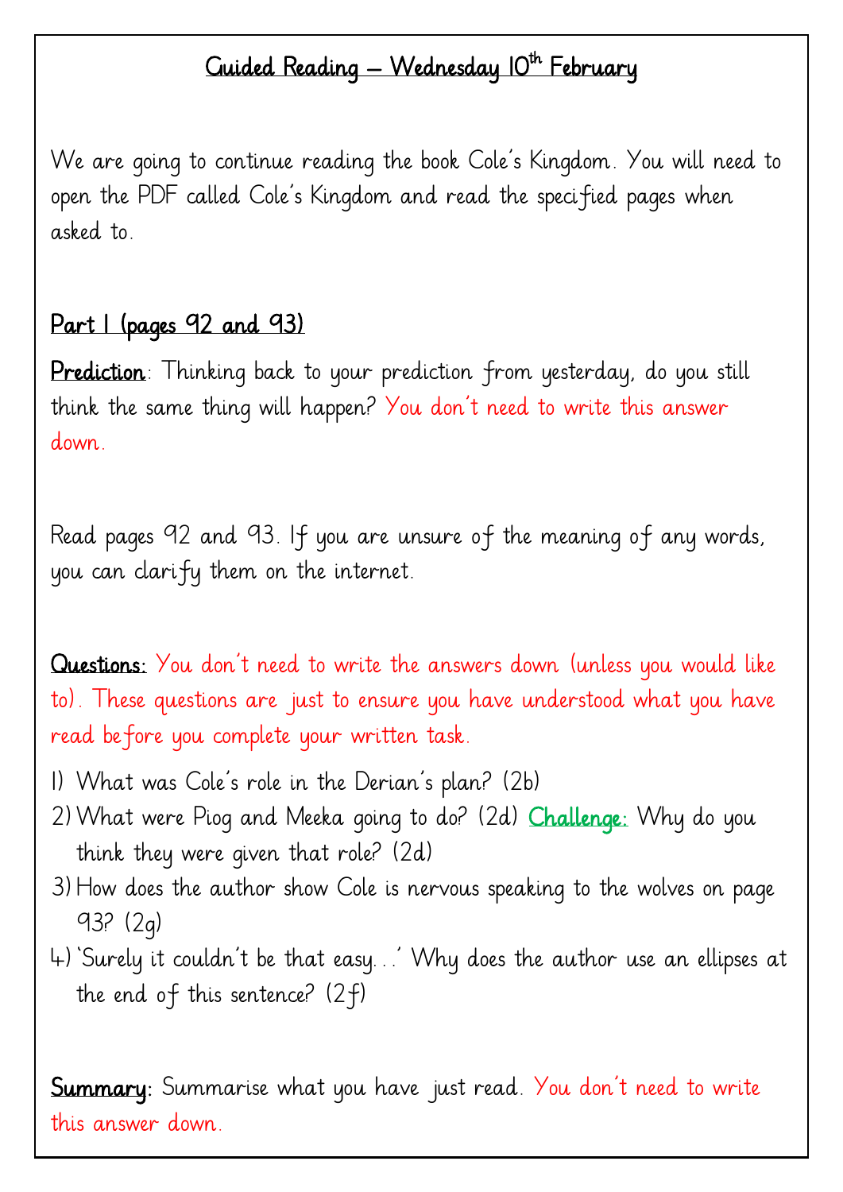# Guided Reading – Wednesday 10th February

We are going to continue reading the book Cole's Kingdom. You will need to open the PDF called Cole's Kingdom and read the specified pages when asked to.

## Part 1 (pages 92 and 93)

**Prediction**: Thinking back to your prediction from yesterday, do you still think the same thing will happen? You don't need to write this answer down.

Read pages 92 and 93. If you are unsure of the meaning of any words, you can clarify them on the internet.

**Questions:** You don't need to write the answers down (unless you would like to). These questions are just to ensure you have understood what you have read before you complete your written task.

1) What was Cole's role in the Derian's plan? (2b)
2) What were Piog and Meeka going to do? (2d) **Challenge:** Why do you think they were given that role? (2d)
3) How does the author show Cole is nervous speaking to the wolves on page 93? (2g)
4) 'Surely it couldn't be that easy…' Why does the author use an ellipses at the end of this sentence? (2f)

**Summary:** Summarise what you have just read. You don't need to write this answer down.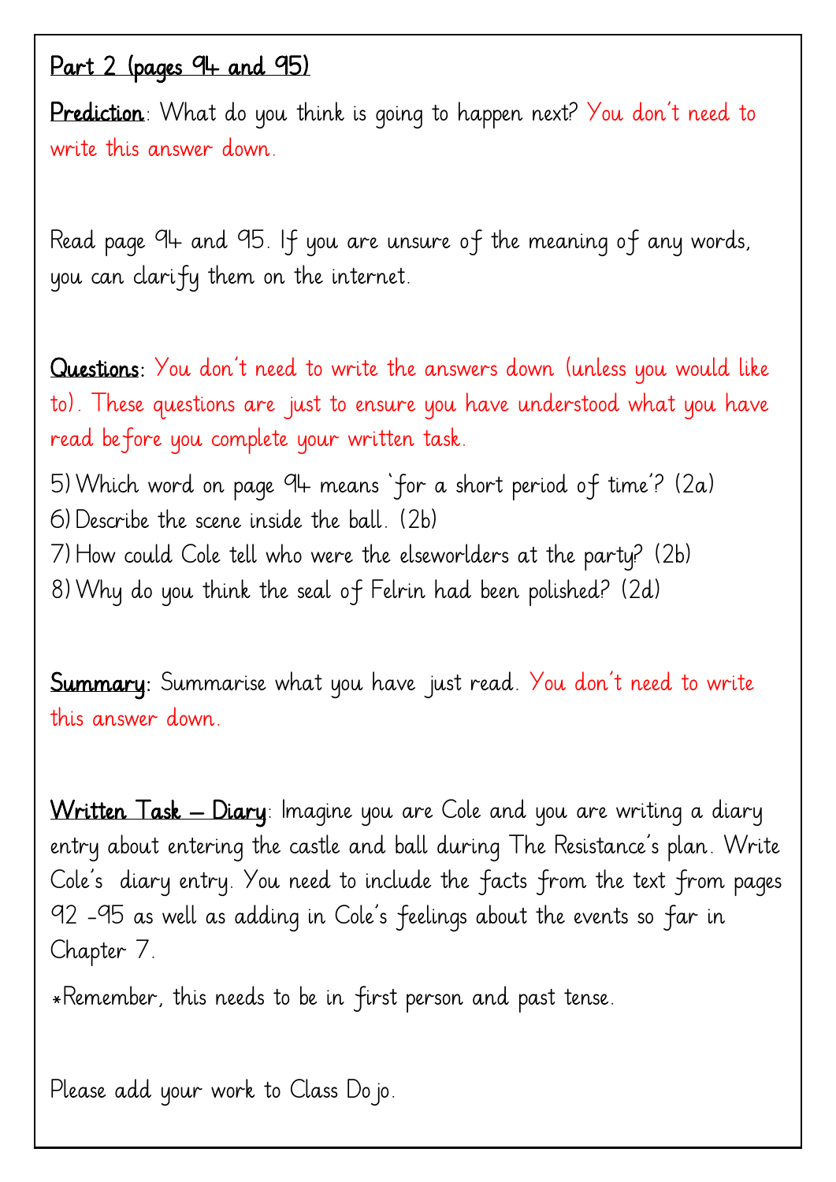## Part 2 (pages 94 and 95)

**Prediction**: What do you think is going to happen next? You don't need to write this answer down.

Read page 94 and 95. If you are unsure of the meaning of any words, you can clarify them on the internet.

**Questions**: You don't need to write the answers down (unless you would like to). These questions are just to ensure you have understood what you have read before you complete your written task.

5) Which word on page 94 means 'for a short period of time'? (2a)
6) Describe the scene inside the ball. (2b)
7) How could Cole tell who were the elseworlders at the party? (2b)
8) Why do you think the seal of Felrin had been polished? (2d)

**Summary**: Summarise what you have just read. You don't need to write this answer down.

**Written Task – Diary**: Imagine you are Cole and you are writing a diary entry about entering the castle and ball during The Resistance's plan. Write Cole's diary entry. You need to include the facts from the text from pages 92 -95 as well as adding in Cole's feelings about the events so far in Chapter 7.

*Remember, this needs to be in first person and past tense.

Please add your work to Class Dojo.